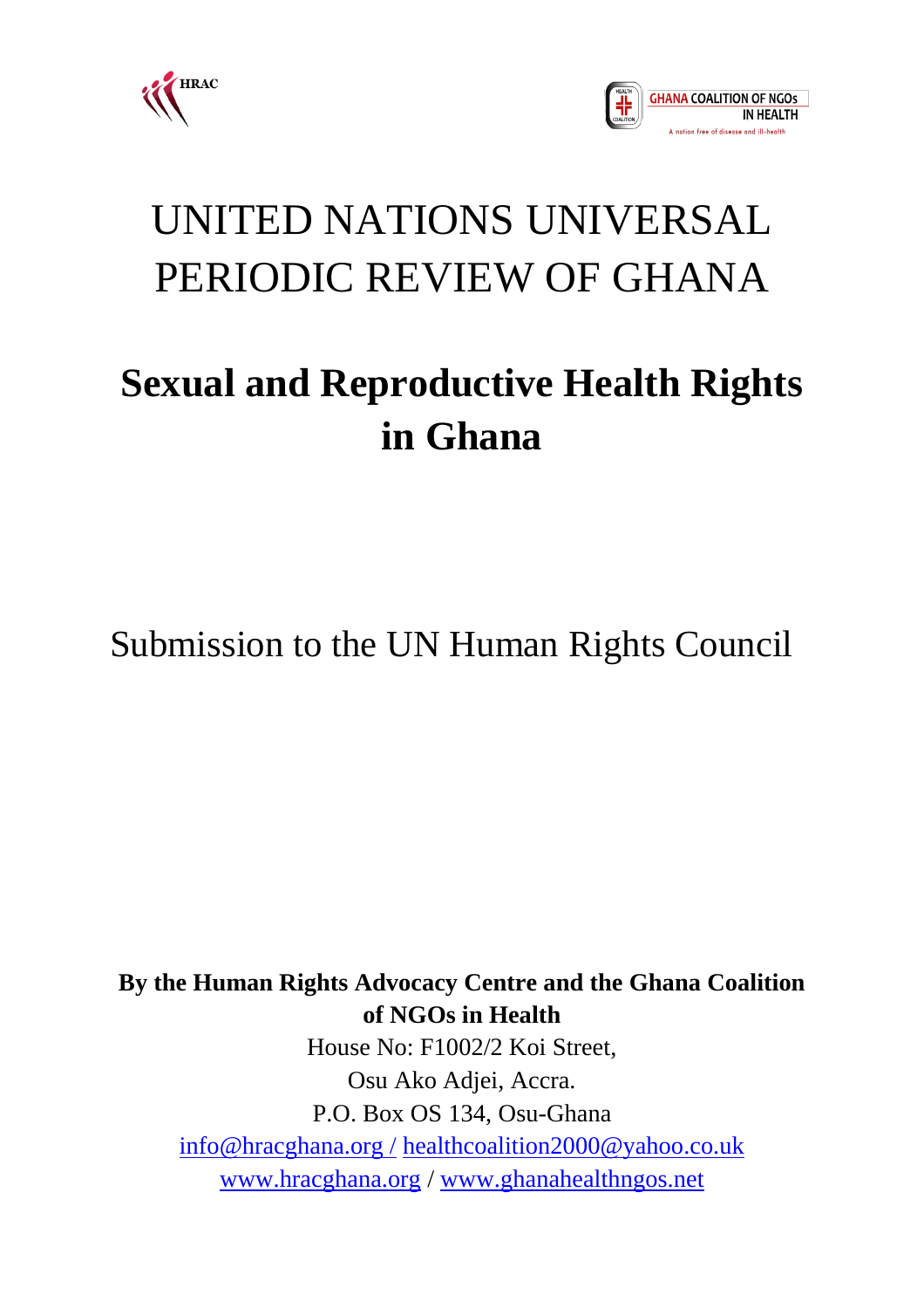HRAC

GHANA COALITION OF NGOs IN HEALTH

A nation free of disease and ill-health

# UNITED NATIONS UNIVERSAL PERIODIC REVIEW OF GHANA

# Sexual and Reproductive Health Rights in Ghana

Submission to the UN Human Rights Council

**By the Human Rights Advocacy Centre and the Ghana Coalition of NGOs in Health**

House No: F1002/2 Koi Street,

Osu Ako Adjei, Accra.

P.O. Box OS 134, Osu-Ghana

info@hracghana.org / healthcoalition2000@yahoo.co.uk

www.hracghana.org / www.ghanahealthngos.net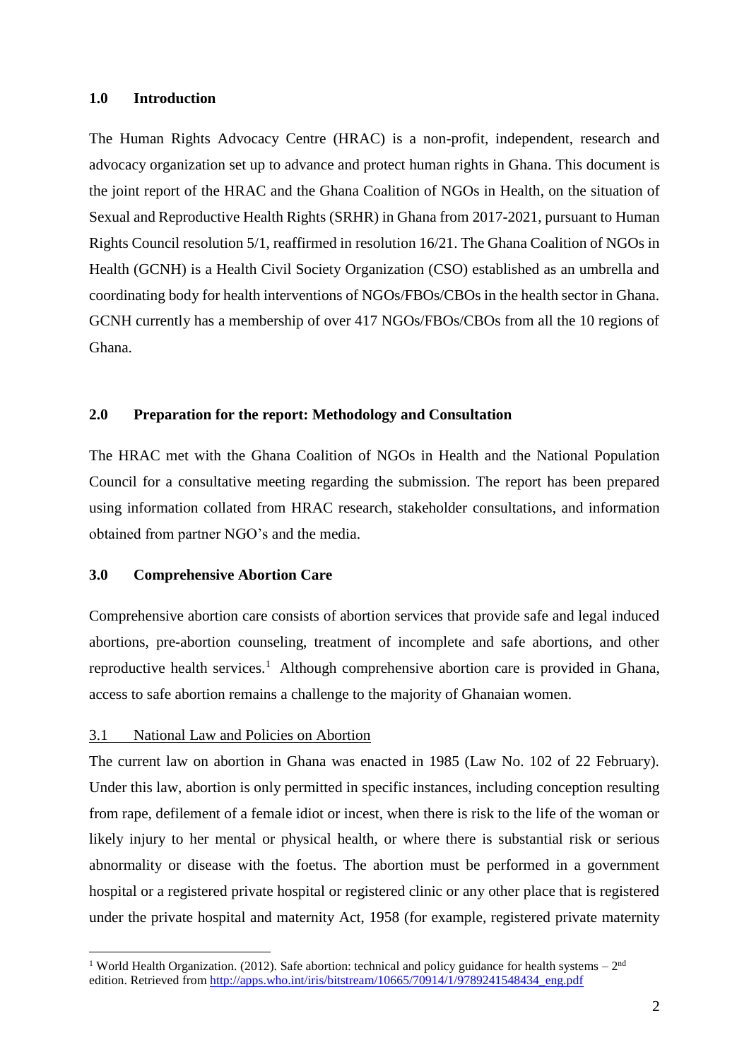## 1.0 Introduction

The Human Rights Advocacy Centre (HRAC) is a non-profit, independent, research and advocacy organization set up to advance and protect human rights in Ghana. This document is the joint report of the HRAC and the Ghana Coalition of NGOs in Health, on the situation of Sexual and Reproductive Health Rights (SRHR) in Ghana from 2017-2021, pursuant to Human Rights Council resolution 5/1, reaffirmed in resolution 16/21. The Ghana Coalition of NGOs in Health (GCNH) is a Health Civil Society Organization (CSO) established as an umbrella and coordinating body for health interventions of NGOs/FBOs/CBOs in the health sector in Ghana. GCNH currently has a membership of over 417 NGOs/FBOs/CBOs from all the 10 regions of Ghana.

## 2.0 Preparation for the report: Methodology and Consultation

The HRAC met with the Ghana Coalition of NGOs in Health and the National Population Council for a consultative meeting regarding the submission. The report has been prepared using information collated from HRAC research, stakeholder consultations, and information obtained from partner NGO's and the media.

## 3.0 Comprehensive Abortion Care

Comprehensive abortion care consists of abortion services that provide safe and legal induced abortions, pre-abortion counseling, treatment of incomplete and safe abortions, and other reproductive health services.[1] Although comprehensive abortion care is provided in Ghana, access to safe abortion remains a challenge to the majority of Ghanaian women.

### 3.1 National Law and Policies on Abortion

The current law on abortion in Ghana was enacted in 1985 (Law No. 102 of 22 February). Under this law, abortion is only permitted in specific instances, including conception resulting from rape, defilement of a female idiot or incest, when there is risk to the life of the woman or likely injury to her mental or physical health, or where there is substantial risk or serious abnormality or disease with the foetus. The abortion must be performed in a government hospital or a registered private hospital or registered clinic or any other place that is registered under the private hospital and maternity Act, 1958 (for example, registered private maternity

---

[1] World Health Organization. (2012). Safe abortion: technical and policy guidance for health systems – 2nd edition. Retrieved from http://apps.who.int/iris/bitstream/10665/70914/1/9789241548434_eng.pdf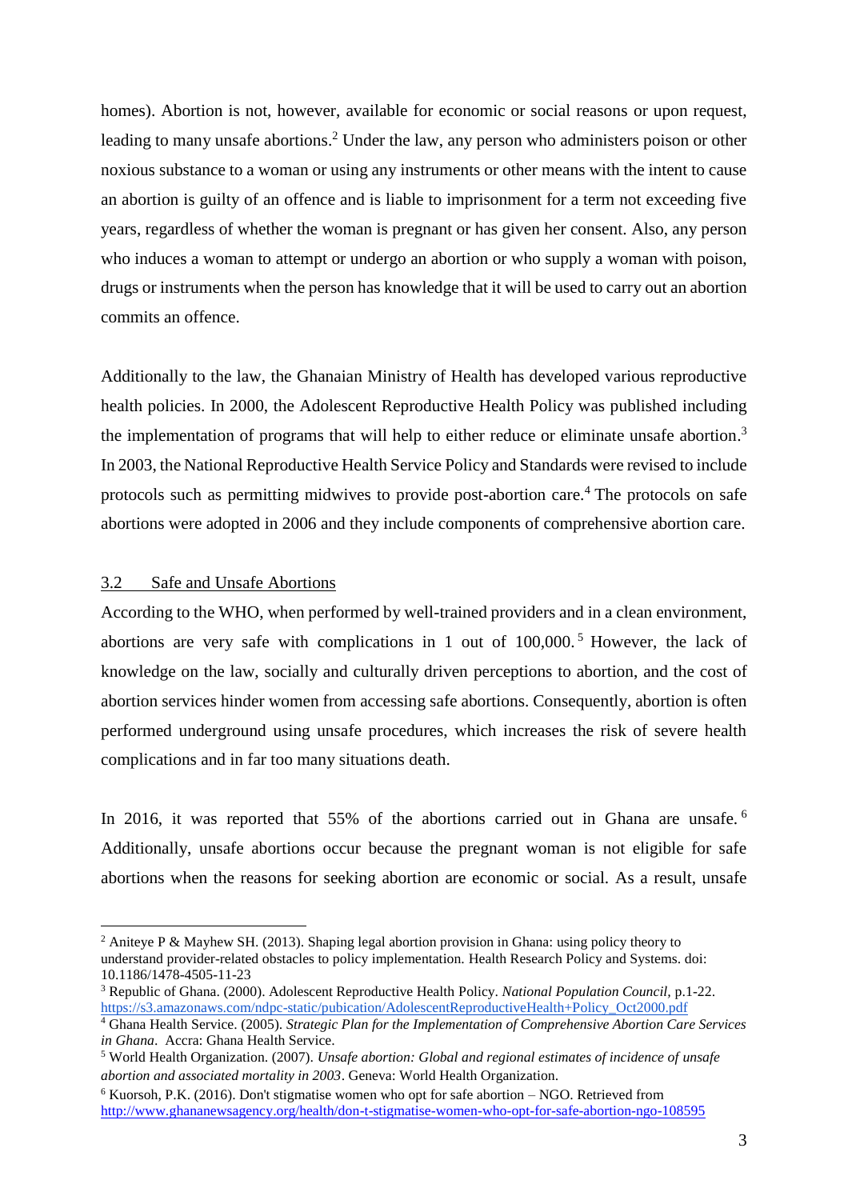homes). Abortion is not, however, available for economic or social reasons or upon request, leading to many unsafe abortions.[2] Under the law, any person who administers poison or other noxious substance to a woman or using any instruments or other means with the intent to cause an abortion is guilty of an offence and is liable to imprisonment for a term not exceeding five years, regardless of whether the woman is pregnant or has given her consent. Also, any person who induces a woman to attempt or undergo an abortion or who supply a woman with poison, drugs or instruments when the person has knowledge that it will be used to carry out an abortion commits an offence.

Additionally to the law, the Ghanaian Ministry of Health has developed various reproductive health policies. In 2000, the Adolescent Reproductive Health Policy was published including the implementation of programs that will help to either reduce or eliminate unsafe abortion.[3] In 2003, the National Reproductive Health Service Policy and Standards were revised to include protocols such as permitting midwives to provide post-abortion care.[4] The protocols on safe abortions were adopted in 2006 and they include components of comprehensive abortion care.

### 3.2 Safe and Unsafe Abortions

According to the WHO, when performed by well-trained providers and in a clean environment, abortions are very safe with complications in 1 out of 100,000.[5] However, the lack of knowledge on the law, socially and culturally driven perceptions to abortion, and the cost of abortion services hinder women from accessing safe abortions. Consequently, abortion is often performed underground using unsafe procedures, which increases the risk of severe health complications and in far too many situations death.

In 2016, it was reported that 55% of the abortions carried out in Ghana are unsafe.[6] Additionally, unsafe abortions occur because the pregnant woman is not eligible for safe abortions when the reasons for seeking abortion are economic or social. As a result, unsafe

---

[2] Aniteye P & Mayhew SH. (2013). Shaping legal abortion provision in Ghana: using policy theory to understand provider-related obstacles to policy implementation. Health Research Policy and Systems. doi: 10.1186/1478-4505-11-23

[3] Republic of Ghana. (2000). Adolescent Reproductive Health Policy. *National Population Council*, p.1-22. https://s3.amazonaws.com/ndpc-static/pubication/AdolescentReproductiveHealth+Policy_Oct2000.pdf

[4] Ghana Health Service. (2005). *Strategic Plan for the Implementation of Comprehensive Abortion Care Services in Ghana*. Accra: Ghana Health Service.

[5] World Health Organization. (2007). *Unsafe abortion: Global and regional estimates of incidence of unsafe abortion and associated mortality in 2003*. Geneva: World Health Organization.

[6] Kuorsoh, P.K. (2016). Don't stigmatise women who opt for safe abortion – NGO. Retrieved from http://www.ghananewsagency.org/health/don-t-stigmatise-women-who-opt-for-safe-abortion-ngo-108595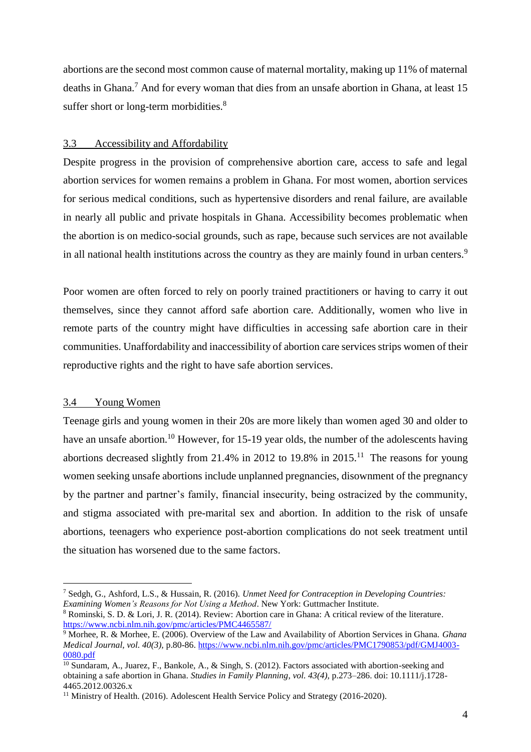abortions are the second most common cause of maternal mortality, making up 11% of maternal deaths in Ghana.[7] And for every woman that dies from an unsafe abortion in Ghana, at least 15 suffer short or long-term morbidities.[8]

### 3.3 Accessibility and Affordability

Despite progress in the provision of comprehensive abortion care, access to safe and legal abortion services for women remains a problem in Ghana. For most women, abortion services for serious medical conditions, such as hypertensive disorders and renal failure, are available in nearly all public and private hospitals in Ghana. Accessibility becomes problematic when the abortion is on medico-social grounds, such as rape, because such services are not available in all national health institutions across the country as they are mainly found in urban centers.[9]

Poor women are often forced to rely on poorly trained practitioners or having to carry it out themselves, since they cannot afford safe abortion care. Additionally, women who live in remote parts of the country might have difficulties in accessing safe abortion care in their communities. Unaffordability and inaccessibility of abortion care services strips women of their reproductive rights and the right to have safe abortion services.

### 3.4 Young Women

Teenage girls and young women in their 20s are more likely than women aged 30 and older to have an unsafe abortion.[10] However, for 15-19 year olds, the number of the adolescents having abortions decreased slightly from 21.4% in 2012 to 19.8% in 2015.[11] The reasons for young women seeking unsafe abortions include unplanned pregnancies, disownment of the pregnancy by the partner and partner's family, financial insecurity, being ostracized by the community, and stigma associated with pre-marital sex and abortion. In addition to the risk of unsafe abortions, teenagers who experience post-abortion complications do not seek treatment until the situation has worsened due to the same factors.

---

[7] Sedgh, G., Ashford, L.S., & Hussain, R. (2016). *Unmet Need for Contraception in Developing Countries: Examining Women's Reasons for Not Using a Method*. New York: Guttmacher Institute.

[8] Rominski, S. D. & Lori, J. R. (2014). Review: Abortion care in Ghana: A critical review of the literature. https://www.ncbi.nlm.nih.gov/pmc/articles/PMC4465587/

[9] Morhee, R. & Morhee, E. (2006). Overview of the Law and Availability of Abortion Services in Ghana. *Ghana Medical Journal, vol. 40(3),* p.80-86. https://www.ncbi.nlm.nih.gov/pmc/articles/PMC1790853/pdf/GMJ4003-0080.pdf

[10] Sundaram, A., Juarez, F., Bankole, A., & Singh, S. (2012). Factors associated with abortion-seeking and obtaining a safe abortion in Ghana. *Studies in Family Planning*, *vol. 43(4),* p.273–286. doi: 10.1111/j.1728-4465.2012.00326.x

[11] Ministry of Health. (2016). Adolescent Health Service Policy and Strategy (2016-2020).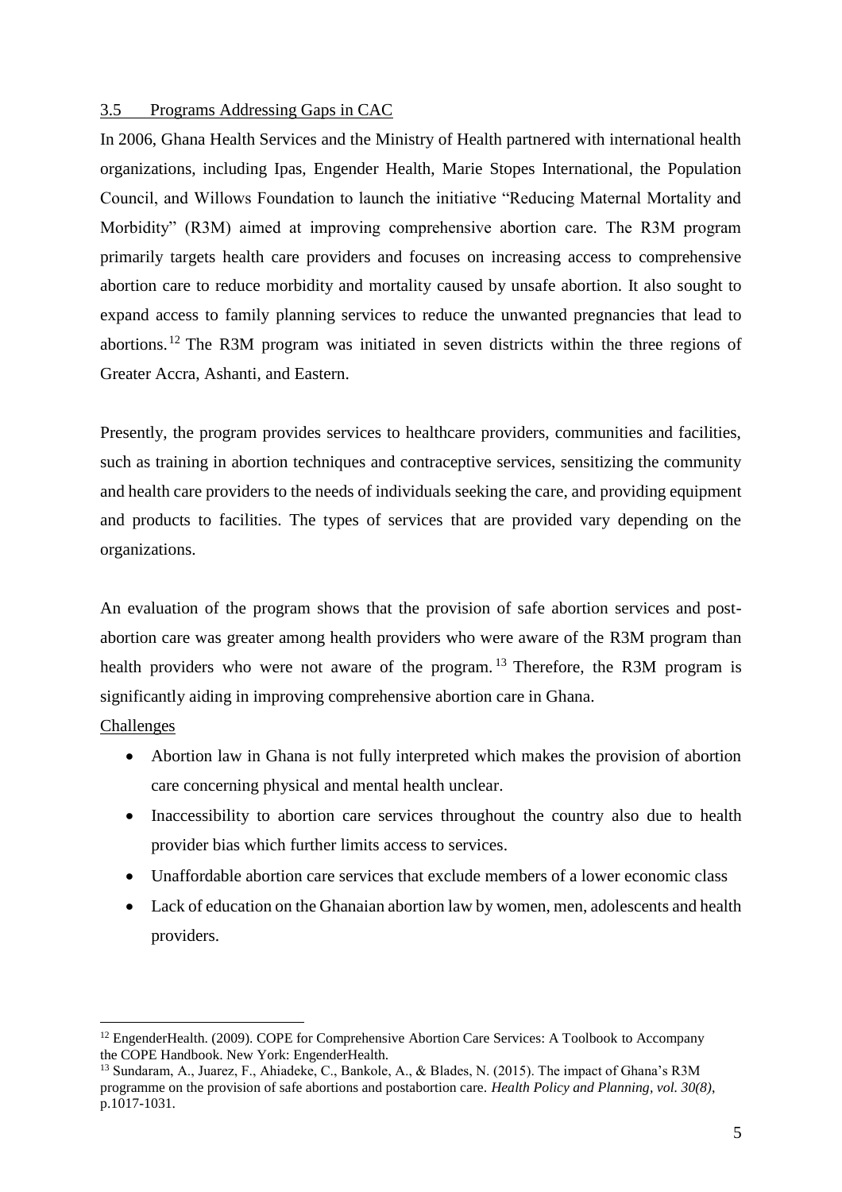### 3.5 Programs Addressing Gaps in CAC

In 2006, Ghana Health Services and the Ministry of Health partnered with international health organizations, including Ipas, Engender Health, Marie Stopes International, the Population Council, and Willows Foundation to launch the initiative "Reducing Maternal Mortality and Morbidity" (R3M) aimed at improving comprehensive abortion care. The R3M program primarily targets health care providers and focuses on increasing access to comprehensive abortion care to reduce morbidity and mortality caused by unsafe abortion. It also sought to expand access to family planning services to reduce the unwanted pregnancies that lead to abortions.[12] The R3M program was initiated in seven districts within the three regions of Greater Accra, Ashanti, and Eastern.

Presently, the program provides services to healthcare providers, communities and facilities, such as training in abortion techniques and contraceptive services, sensitizing the community and health care providers to the needs of individuals seeking the care, and providing equipment and products to facilities. The types of services that are provided vary depending on the organizations.

An evaluation of the program shows that the provision of safe abortion services and post-abortion care was greater among health providers who were aware of the R3M program than health providers who were not aware of the program.[13] Therefore, the R3M program is significantly aiding in improving comprehensive abortion care in Ghana.

Challenges

- Abortion law in Ghana is not fully interpreted which makes the provision of abortion care concerning physical and mental health unclear.
- Inaccessibility to abortion care services throughout the country also due to health provider bias which further limits access to services.
- Unaffordable abortion care services that exclude members of a lower economic class
- Lack of education on the Ghanaian abortion law by women, men, adolescents and health providers.

---

[12] EngenderHealth. (2009). COPE for Comprehensive Abortion Care Services: A Toolbook to Accompany the COPE Handbook. New York: EngenderHealth.

[13] Sundaram, A., Juarez, F., Ahiadeke, C., Bankole, A., & Blades, N. (2015). The impact of Ghana's R3M programme on the provision of safe abortions and postabortion care. *Health Policy and Planning, vol. 30(8)*, p.1017-1031.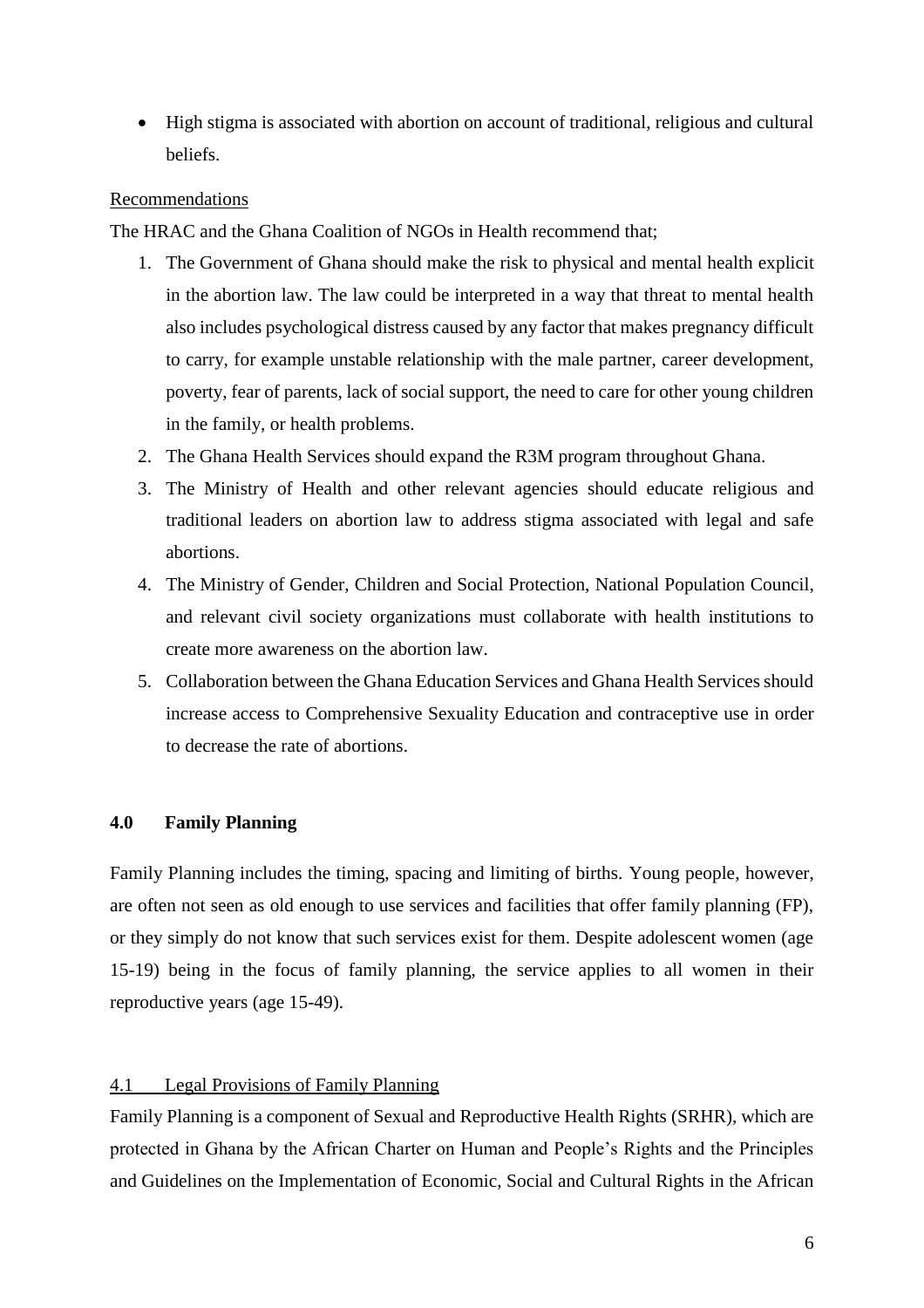- High stigma is associated with abortion on account of traditional, religious and cultural beliefs.

Recommendations

The HRAC and the Ghana Coalition of NGOs in Health recommend that;

1. The Government of Ghana should make the risk to physical and mental health explicit in the abortion law. The law could be interpreted in a way that threat to mental health also includes psychological distress caused by any factor that makes pregnancy difficult to carry, for example unstable relationship with the male partner, career development, poverty, fear of parents, lack of social support, the need to care for other young children in the family, or health problems.
2. The Ghana Health Services should expand the R3M program throughout Ghana.
3. The Ministry of Health and other relevant agencies should educate religious and traditional leaders on abortion law to address stigma associated with legal and safe abortions.
4. The Ministry of Gender, Children and Social Protection, National Population Council, and relevant civil society organizations must collaborate with health institutions to create more awareness on the abortion law.
5. Collaboration between the Ghana Education Services and Ghana Health Services should increase access to Comprehensive Sexuality Education and contraceptive use in order to decrease the rate of abortions.

## 4.0 Family Planning

Family Planning includes the timing, spacing and limiting of births. Young people, however, are often not seen as old enough to use services and facilities that offer family planning (FP), or they simply do not know that such services exist for them. Despite adolescent women (age 15-19) being in the focus of family planning, the service applies to all women in their reproductive years (age 15-49).

### 4.1 Legal Provisions of Family Planning

Family Planning is a component of Sexual and Reproductive Health Rights (SRHR), which are protected in Ghana by the African Charter on Human and People's Rights and the Principles and Guidelines on the Implementation of Economic, Social and Cultural Rights in the African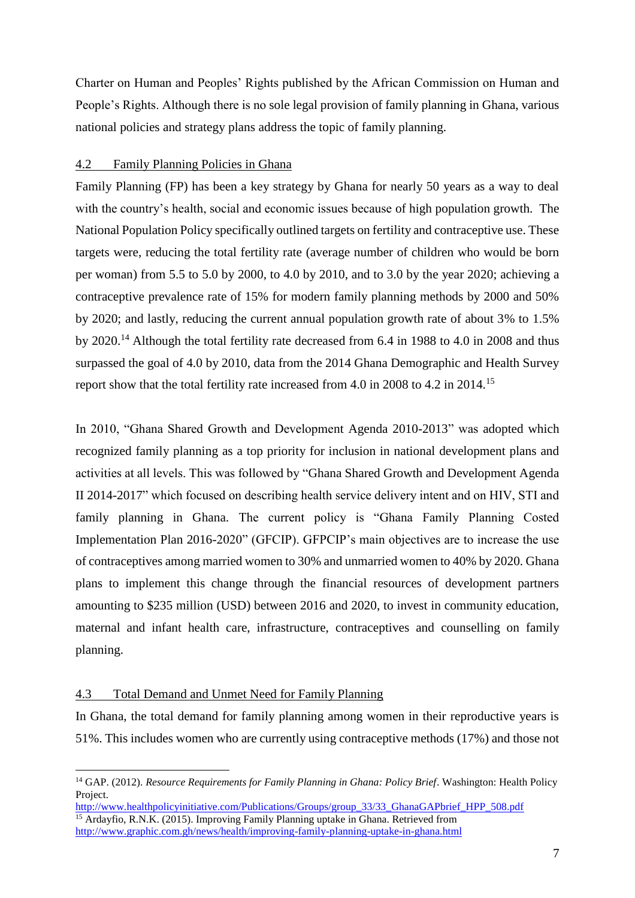Charter on Human and Peoples' Rights published by the African Commission on Human and People's Rights. Although there is no sole legal provision of family planning in Ghana, various national policies and strategy plans address the topic of family planning.

### 4.2 Family Planning Policies in Ghana

Family Planning (FP) has been a key strategy by Ghana for nearly 50 years as a way to deal with the country's health, social and economic issues because of high population growth. The National Population Policy specifically outlined targets on fertility and contraceptive use. These targets were, reducing the total fertility rate (average number of children who would be born per woman) from 5.5 to 5.0 by 2000, to 4.0 by 2010, and to 3.0 by the year 2020; achieving a contraceptive prevalence rate of 15% for modern family planning methods by 2000 and 50% by 2020; and lastly, reducing the current annual population growth rate of about 3% to 1.5% by 2020.[14] Although the total fertility rate decreased from 6.4 in 1988 to 4.0 in 2008 and thus surpassed the goal of 4.0 by 2010, data from the 2014 Ghana Demographic and Health Survey report show that the total fertility rate increased from 4.0 in 2008 to 4.2 in 2014.[15]

In 2010, "Ghana Shared Growth and Development Agenda 2010-2013" was adopted which recognized family planning as a top priority for inclusion in national development plans and activities at all levels. This was followed by "Ghana Shared Growth and Development Agenda II 2014-2017" which focused on describing health service delivery intent and on HIV, STI and family planning in Ghana. The current policy is "Ghana Family Planning Costed Implementation Plan 2016-2020" (GFCIP). GFPCIP's main objectives are to increase the use of contraceptives among married women to 30% and unmarried women to 40% by 2020. Ghana plans to implement this change through the financial resources of development partners amounting to $235 million (USD) between 2016 and 2020, to invest in community education, maternal and infant health care, infrastructure, contraceptives and counselling on family planning.

### 4.3 Total Demand and Unmet Need for Family Planning

In Ghana, the total demand for family planning among women in their reproductive years is 51%. This includes women who are currently using contraceptive methods (17%) and those not

---

[14] GAP. (2012). *Resource Requirements for Family Planning in Ghana: Policy Brief*. Washington: Health Policy Project. http://www.healthpolicyinitiative.com/Publications/Groups/group_33/33_GhanaGAPbrief_HPP_508.pdf

[15] Ardayfio, R.N.K. (2015). Improving Family Planning uptake in Ghana. Retrieved from http://www.graphic.com.gh/news/health/improving-family-planning-uptake-in-ghana.html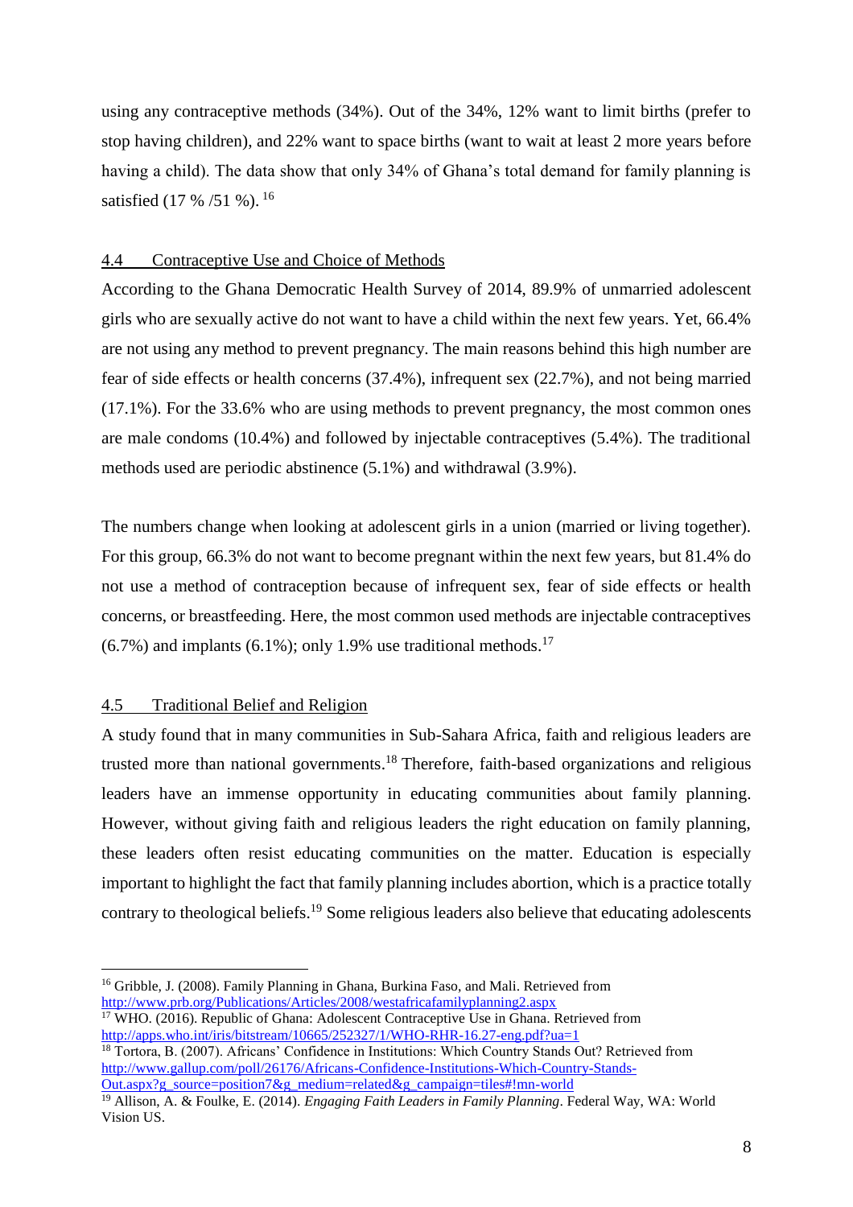using any contraceptive methods (34%). Out of the 34%, 12% want to limit births (prefer to stop having children), and 22% want to space births (want to wait at least 2 more years before having a child). The data show that only 34% of Ghana's total demand for family planning is satisfied (17 % /51 %). [16]

### 4.4 Contraceptive Use and Choice of Methods

According to the Ghana Democratic Health Survey of 2014, 89.9% of unmarried adolescent girls who are sexually active do not want to have a child within the next few years. Yet, 66.4% are not using any method to prevent pregnancy. The main reasons behind this high number are fear of side effects or health concerns (37.4%), infrequent sex (22.7%), and not being married (17.1%). For the 33.6% who are using methods to prevent pregnancy, the most common ones are male condoms (10.4%) and followed by injectable contraceptives (5.4%). The traditional methods used are periodic abstinence (5.1%) and withdrawal (3.9%).

The numbers change when looking at adolescent girls in a union (married or living together). For this group, 66.3% do not want to become pregnant within the next few years, but 81.4% do not use a method of contraception because of infrequent sex, fear of side effects or health concerns, or breastfeeding. Here, the most common used methods are injectable contraceptives (6.7%) and implants (6.1%); only 1.9% use traditional methods.[17]

### 4.5 Traditional Belief and Religion

A study found that in many communities in Sub-Sahara Africa, faith and religious leaders are trusted more than national governments.[18] Therefore, faith-based organizations and religious leaders have an immense opportunity in educating communities about family planning. However, without giving faith and religious leaders the right education on family planning, these leaders often resist educating communities on the matter. Education is especially important to highlight the fact that family planning includes abortion, which is a practice totally contrary to theological beliefs.[19] Some religious leaders also believe that educating adolescents

---

[16] Gribble, J. (2008). Family Planning in Ghana, Burkina Faso, and Mali. Retrieved from http://www.prb.org/Publications/Articles/2008/westafricafamilyplanning2.aspx

[17] WHO. (2016). Republic of Ghana: Adolescent Contraceptive Use in Ghana. Retrieved from http://apps.who.int/iris/bitstream/10665/252327/1/WHO-RHR-16.27-eng.pdf?ua=1

[18] Tortora, B. (2007). Africans' Confidence in Institutions: Which Country Stands Out? Retrieved from http://www.gallup.com/poll/26176/Africans-Confidence-Institutions-Which-Country-Stands-Out.aspx?g_source=position7&g_medium=related&g_campaign=tiles#!mn-world

[19] Allison, A. & Foulke, E. (2014). *Engaging Faith Leaders in Family Planning*. Federal Way, WA: World Vision US.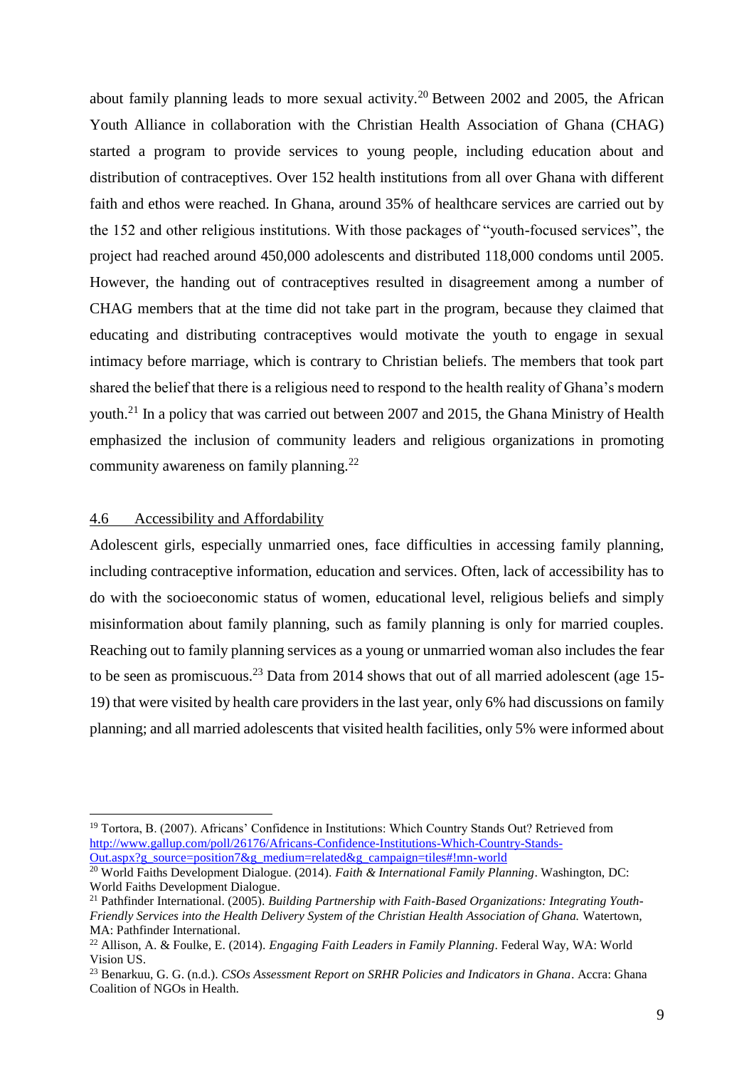about family planning leads to more sexual activity.[20] Between 2002 and 2005, the African Youth Alliance in collaboration with the Christian Health Association of Ghana (CHAG) started a program to provide services to young people, including education about and distribution of contraceptives. Over 152 health institutions from all over Ghana with different faith and ethos were reached. In Ghana, around 35% of healthcare services are carried out by the 152 and other religious institutions. With those packages of "youth-focused services", the project had reached around 450,000 adolescents and distributed 118,000 condoms until 2005. However, the handing out of contraceptives resulted in disagreement among a number of CHAG members that at the time did not take part in the program, because they claimed that educating and distributing contraceptives would motivate the youth to engage in sexual intimacy before marriage, which is contrary to Christian beliefs. The members that took part shared the belief that there is a religious need to respond to the health reality of Ghana's modern youth.[21] In a policy that was carried out between 2007 and 2015, the Ghana Ministry of Health emphasized the inclusion of community leaders and religious organizations in promoting community awareness on family planning.[22]

### 4.6 Accessibility and Affordability

Adolescent girls, especially unmarried ones, face difficulties in accessing family planning, including contraceptive information, education and services. Often, lack of accessibility has to do with the socioeconomic status of women, educational level, religious beliefs and simply misinformation about family planning, such as family planning is only for married couples. Reaching out to family planning services as a young or unmarried woman also includes the fear to be seen as promiscuous.[23] Data from 2014 shows that out of all married adolescent (age 15-19) that were visited by health care providers in the last year, only 6% had discussions on family planning; and all married adolescents that visited health facilities, only 5% were informed about

---

[19] Tortora, B. (2007). Africans' Confidence in Institutions: Which Country Stands Out? Retrieved from http://www.gallup.com/poll/26176/Africans-Confidence-Institutions-Which-Country-Stands-Out.aspx?g_source=position7&g_medium=related&g_campaign=tiles#!mn-world

[20] World Faiths Development Dialogue. (2014). *Faith & International Family Planning*. Washington, DC: World Faiths Development Dialogue.

[21] Pathfinder International. (2005). *Building Partnership with Faith-Based Organizations: Integrating Youth-Friendly Services into the Health Delivery System of the Christian Health Association of Ghana.* Watertown, MA: Pathfinder International.

[22] Allison, A. & Foulke, E. (2014). *Engaging Faith Leaders in Family Planning*. Federal Way, WA: World Vision US.

[23] Benarkuu, G. G. (n.d.). *CSOs Assessment Report on SRHR Policies and Indicators in Ghana*. Accra: Ghana Coalition of NGOs in Health.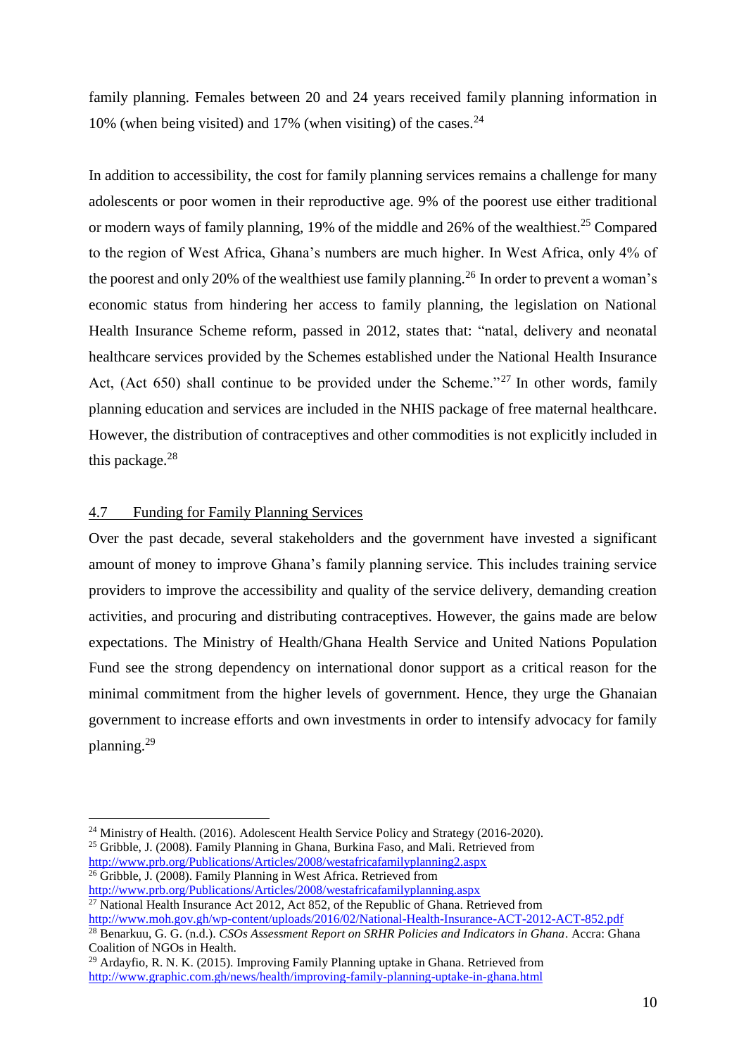family planning. Females between 20 and 24 years received family planning information in 10% (when being visited) and 17% (when visiting) of the cases.[24]

In addition to accessibility, the cost for family planning services remains a challenge for many adolescents or poor women in their reproductive age. 9% of the poorest use either traditional or modern ways of family planning, 19% of the middle and 26% of the wealthiest.[25] Compared to the region of West Africa, Ghana's numbers are much higher. In West Africa, only 4% of the poorest and only 20% of the wealthiest use family planning.[26] In order to prevent a woman's economic status from hindering her access to family planning, the legislation on National Health Insurance Scheme reform, passed in 2012, states that: "natal, delivery and neonatal healthcare services provided by the Schemes established under the National Health Insurance Act, (Act 650) shall continue to be provided under the Scheme."[27] In other words, family planning education and services are included in the NHIS package of free maternal healthcare. However, the distribution of contraceptives and other commodities is not explicitly included in this package.[28]

## 4.7 Funding for Family Planning Services

Over the past decade, several stakeholders and the government have invested a significant amount of money to improve Ghana's family planning service. This includes training service providers to improve the accessibility and quality of the service delivery, demanding creation activities, and procuring and distributing contraceptives. However, the gains made are below expectations. The Ministry of Health/Ghana Health Service and United Nations Population Fund see the strong dependency on international donor support as a critical reason for the minimal commitment from the higher levels of government. Hence, they urge the Ghanaian government to increase efforts and own investments in order to intensify advocacy for family planning.[29]

---

[24] Ministry of Health. (2016). Adolescent Health Service Policy and Strategy (2016-2020).

[25] Gribble, J. (2008). Family Planning in Ghana, Burkina Faso, and Mali. Retrieved from http://www.prb.org/Publications/Articles/2008/westafricafamilyplanning2.aspx

[26] Gribble, J. (2008). Family Planning in West Africa. Retrieved from http://www.prb.org/Publications/Articles/2008/westafricafamilyplanning.aspx

[27] National Health Insurance Act 2012, Act 852, of the Republic of Ghana. Retrieved from http://www.moh.gov.gh/wp-content/uploads/2016/02/National-Health-Insurance-ACT-2012-ACT-852.pdf

[28] Benarkuu, G. G. (n.d.). *CSOs Assessment Report on SRHR Policies and Indicators in Ghana*. Accra: Ghana Coalition of NGOs in Health.

[29] Ardayfio, R. N. K. (2015). Improving Family Planning uptake in Ghana. Retrieved from http://www.graphic.com.gh/news/health/improving-family-planning-uptake-in-ghana.html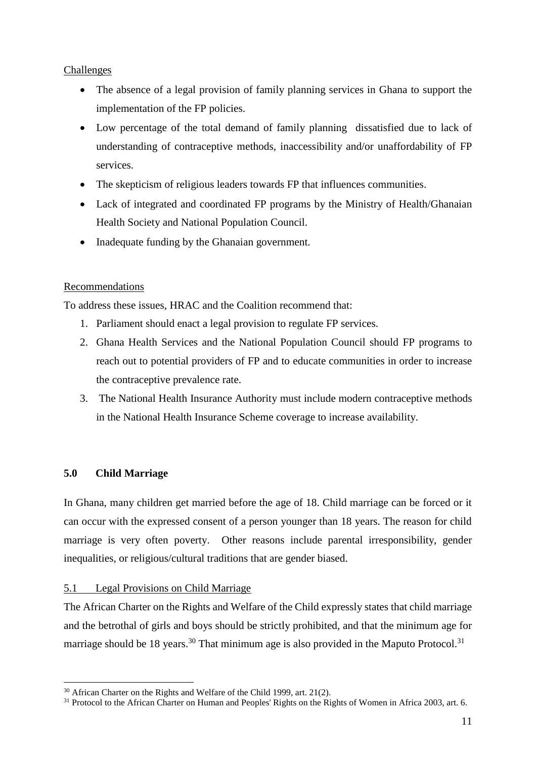Challenges

- The absence of a legal provision of family planning services in Ghana to support the implementation of the FP policies.
- Low percentage of the total demand of family planning dissatisfied due to lack of understanding of contraceptive methods, inaccessibility and/or unaffordability of FP services.
- The skepticism of religious leaders towards FP that influences communities.
- Lack of integrated and coordinated FP programs by the Ministry of Health/Ghanaian Health Society and National Population Council.
- Inadequate funding by the Ghanaian government.

Recommendations

To address these issues, HRAC and the Coalition recommend that:

1. Parliament should enact a legal provision to regulate FP services.
2. Ghana Health Services and the National Population Council should FP programs to reach out to potential providers of FP and to educate communities in order to increase the contraceptive prevalence rate.
3. The National Health Insurance Authority must include modern contraceptive methods in the National Health Insurance Scheme coverage to increase availability.

## 5.0 Child Marriage

In Ghana, many children get married before the age of 18. Child marriage can be forced or it can occur with the expressed consent of a person younger than 18 years. The reason for child marriage is very often poverty. Other reasons include parental irresponsibility, gender inequalities, or religious/cultural traditions that are gender biased.

### 5.1 Legal Provisions on Child Marriage

The African Charter on the Rights and Welfare of the Child expressly states that child marriage and the betrothal of girls and boys should be strictly prohibited, and that the minimum age for marriage should be 18 years.[30] That minimum age is also provided in the Maputo Protocol.[31]

[30] African Charter on the Rights and Welfare of the Child 1999, art. 21(2).

[31] Protocol to the African Charter on Human and Peoples' Rights on the Rights of Women in Africa 2003, art. 6.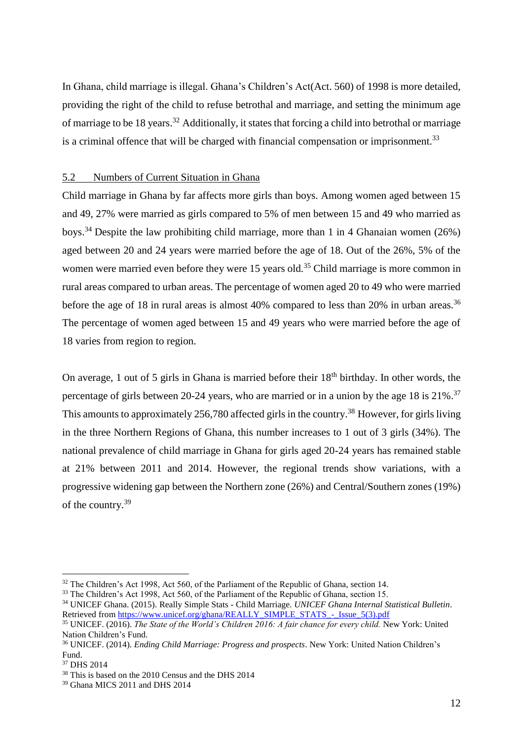In Ghana, child marriage is illegal. Ghana's Children's Act(Act. 560) of 1998 is more detailed, providing the right of the child to refuse betrothal and marriage, and setting the minimum age of marriage to be 18 years.[32] Additionally, it states that forcing a child into betrothal or marriage is a criminal offence that will be charged with financial compensation or imprisonment.[33]

## 5.2 Numbers of Current Situation in Ghana

Child marriage in Ghana by far affects more girls than boys. Among women aged between 15 and 49, 27% were married as girls compared to 5% of men between 15 and 49 who married as boys.[34] Despite the law prohibiting child marriage, more than 1 in 4 Ghanaian women (26%) aged between 20 and 24 years were married before the age of 18. Out of the 26%, 5% of the women were married even before they were 15 years old.[35] Child marriage is more common in rural areas compared to urban areas. The percentage of women aged 20 to 49 who were married before the age of 18 in rural areas is almost 40% compared to less than 20% in urban areas.[36] The percentage of women aged between 15 and 49 years who were married before the age of 18 varies from region to region.

On average, 1 out of 5 girls in Ghana is married before their 18th birthday. In other words, the percentage of girls between 20-24 years, who are married or in a union by the age 18 is 21%.[37] This amounts to approximately 256,780 affected girls in the country.[38] However, for girls living in the three Northern Regions of Ghana, this number increases to 1 out of 3 girls (34%). The national prevalence of child marriage in Ghana for girls aged 20-24 years has remained stable at 21% between 2011 and 2014. However, the regional trends show variations, with a progressive widening gap between the Northern zone (26%) and Central/Southern zones (19%) of the country.[39]

---

[32] The Children's Act 1998, Act 560, of the Parliament of the Republic of Ghana, section 14.

[33] The Children's Act 1998, Act 560, of the Parliament of the Republic of Ghana, section 15.

[34] UNICEF Ghana. (2015). Really Simple Stats - Child Marriage. *UNICEF Ghana Internal Statistical Bulletin*. Retrieved from https://www.unicef.org/ghana/REALLY_SIMPLE_STATS_-_Issue_5(3).pdf

[35] UNICEF. (2016). *The State of the World's Children 2016: A fair chance for every child.* New York: United Nation Children's Fund.

[36] UNICEF. (2014). *Ending Child Marriage: Progress and prospects*. New York: United Nation Children's Fund.

[37] DHS 2014

[38] This is based on the 2010 Census and the DHS 2014

[39] Ghana MICS 2011 and DHS 2014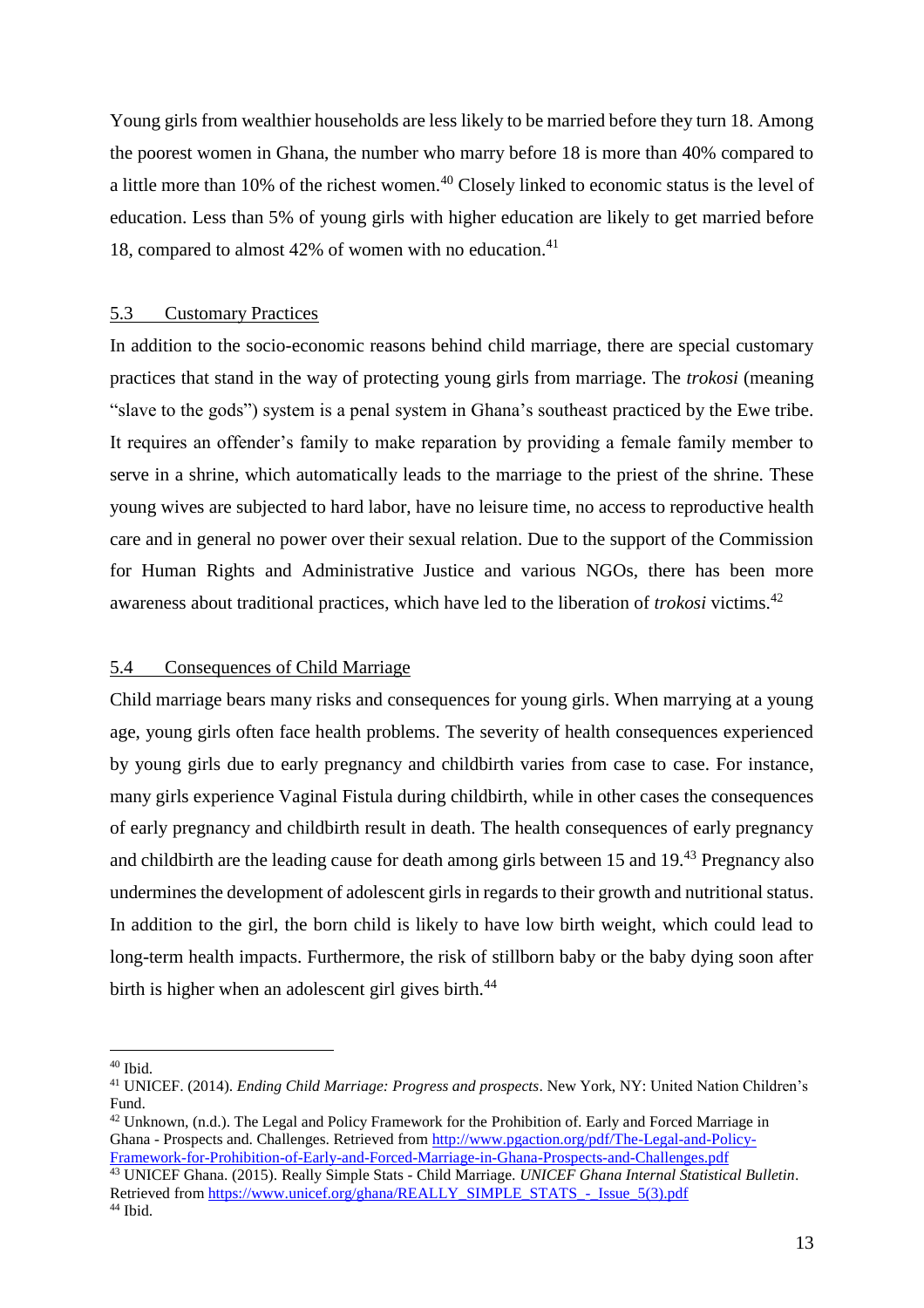Young girls from wealthier households are less likely to be married before they turn 18. Among the poorest women in Ghana, the number who marry before 18 is more than 40% compared to a little more than 10% of the richest women.[40] Closely linked to economic status is the level of education. Less than 5% of young girls with higher education are likely to get married before 18, compared to almost 42% of women with no education.[41]

## 5.3 Customary Practices

In addition to the socio-economic reasons behind child marriage, there are special customary practices that stand in the way of protecting young girls from marriage. The *trokosi* (meaning "slave to the gods") system is a penal system in Ghana's southeast practiced by the Ewe tribe. It requires an offender's family to make reparation by providing a female family member to serve in a shrine, which automatically leads to the marriage to the priest of the shrine. These young wives are subjected to hard labor, have no leisure time, no access to reproductive health care and in general no power over their sexual relation. Due to the support of the Commission for Human Rights and Administrative Justice and various NGOs, there has been more awareness about traditional practices, which have led to the liberation of *trokosi* victims.[42]

## 5.4 Consequences of Child Marriage

Child marriage bears many risks and consequences for young girls. When marrying at a young age, young girls often face health problems. The severity of health consequences experienced by young girls due to early pregnancy and childbirth varies from case to case. For instance, many girls experience Vaginal Fistula during childbirth, while in other cases the consequences of early pregnancy and childbirth result in death. The health consequences of early pregnancy and childbirth are the leading cause for death among girls between 15 and 19.[43] Pregnancy also undermines the development of adolescent girls in regards to their growth and nutritional status. In addition to the girl, the born child is likely to have low birth weight, which could lead to long-term health impacts. Furthermore, the risk of stillborn baby or the baby dying soon after birth is higher when an adolescent girl gives birth.[44]

---

[40] Ibid.

[41] UNICEF. (2014). *Ending Child Marriage: Progress and prospects*. New York, NY: United Nation Children's Fund.

[42] Unknown, (n.d.). The Legal and Policy Framework for the Prohibition of. Early and Forced Marriage in Ghana - Prospects and. Challenges. Retrieved from http://www.pgaction.org/pdf/The-Legal-and-Policy-Framework-for-Prohibition-of-Early-and-Forced-Marriage-in-Ghana-Prospects-and-Challenges.pdf

[43] UNICEF Ghana. (2015). Really Simple Stats - Child Marriage. *UNICEF Ghana Internal Statistical Bulletin*. Retrieved from https://www.unicef.org/ghana/REALLY_SIMPLE_STATS_-_Issue_5(3).pdf

[44] Ibid.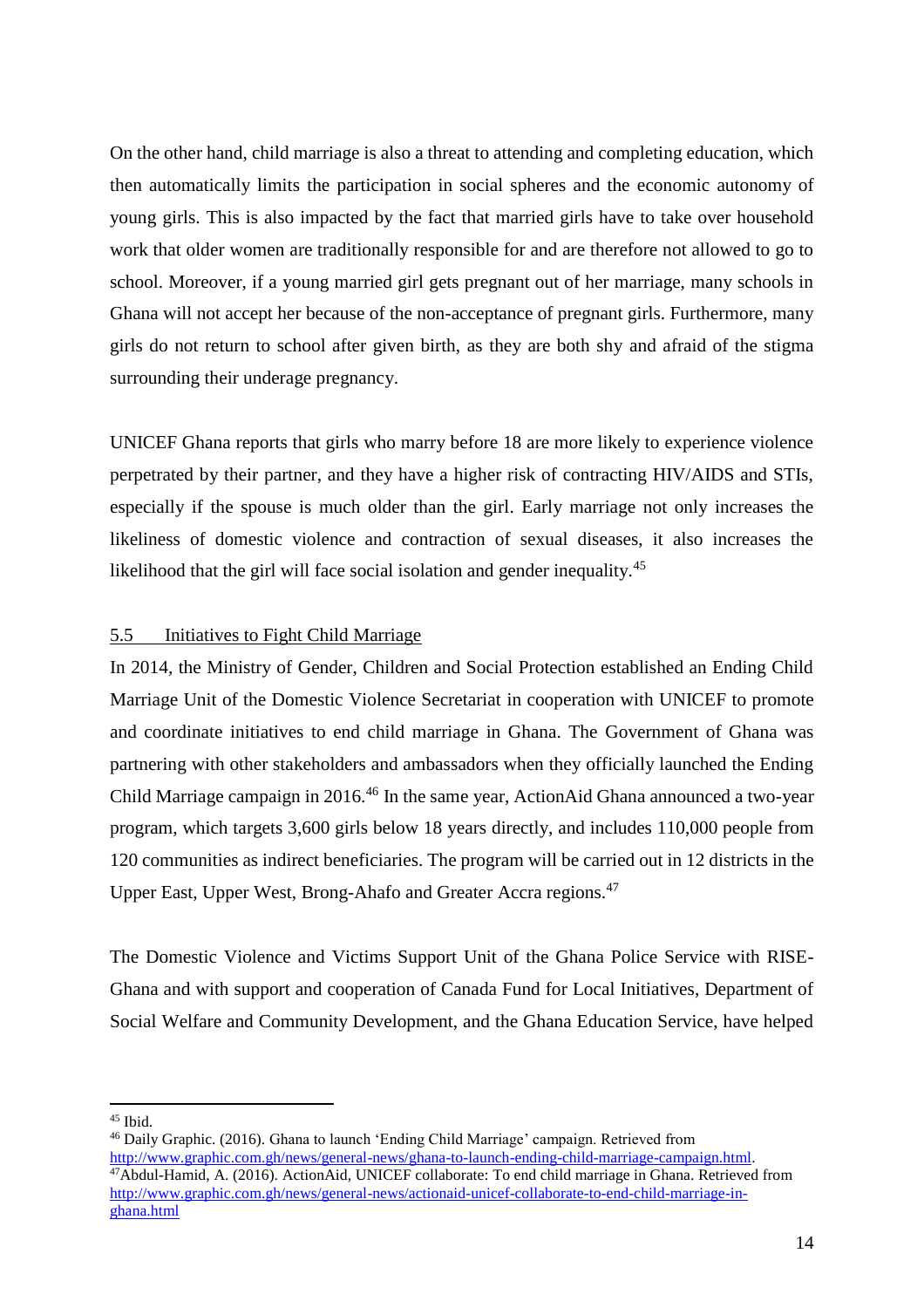On the other hand, child marriage is also a threat to attending and completing education, which then automatically limits the participation in social spheres and the economic autonomy of young girls. This is also impacted by the fact that married girls have to take over household work that older women are traditionally responsible for and are therefore not allowed to go to school. Moreover, if a young married girl gets pregnant out of her marriage, many schools in Ghana will not accept her because of the non-acceptance of pregnant girls. Furthermore, many girls do not return to school after given birth, as they are both shy and afraid of the stigma surrounding their underage pregnancy.

UNICEF Ghana reports that girls who marry before 18 are more likely to experience violence perpetrated by their partner, and they have a higher risk of contracting HIV/AIDS and STIs, especially if the spouse is much older than the girl. Early marriage not only increases the likeliness of domestic violence and contraction of sexual diseases, it also increases the likelihood that the girl will face social isolation and gender inequality.[45]

### 5.5 Initiatives to Fight Child Marriage

In 2014, the Ministry of Gender, Children and Social Protection established an Ending Child Marriage Unit of the Domestic Violence Secretariat in cooperation with UNICEF to promote and coordinate initiatives to end child marriage in Ghana. The Government of Ghana was partnering with other stakeholders and ambassadors when they officially launched the Ending Child Marriage campaign in 2016.[46] In the same year, ActionAid Ghana announced a two-year program, which targets 3,600 girls below 18 years directly, and includes 110,000 people from 120 communities as indirect beneficiaries. The program will be carried out in 12 districts in the Upper East, Upper West, Brong-Ahafo and Greater Accra regions.[47]

The Domestic Violence and Victims Support Unit of the Ghana Police Service with RISE-Ghana and with support and cooperation of Canada Fund for Local Initiatives, Department of Social Welfare and Community Development, and the Ghana Education Service, have helped

---

[45] Ibid.

[46] Daily Graphic. (2016). Ghana to launch 'Ending Child Marriage' campaign. Retrieved from http://www.graphic.com.gh/news/general-news/ghana-to-launch-ending-child-marriage-campaign.html.

[47] Abdul-Hamid, A. (2016). ActionAid, UNICEF collaborate: To end child marriage in Ghana. Retrieved from http://www.graphic.com.gh/news/general-news/actionaid-unicef-collaborate-to-end-child-marriage-in-ghana.html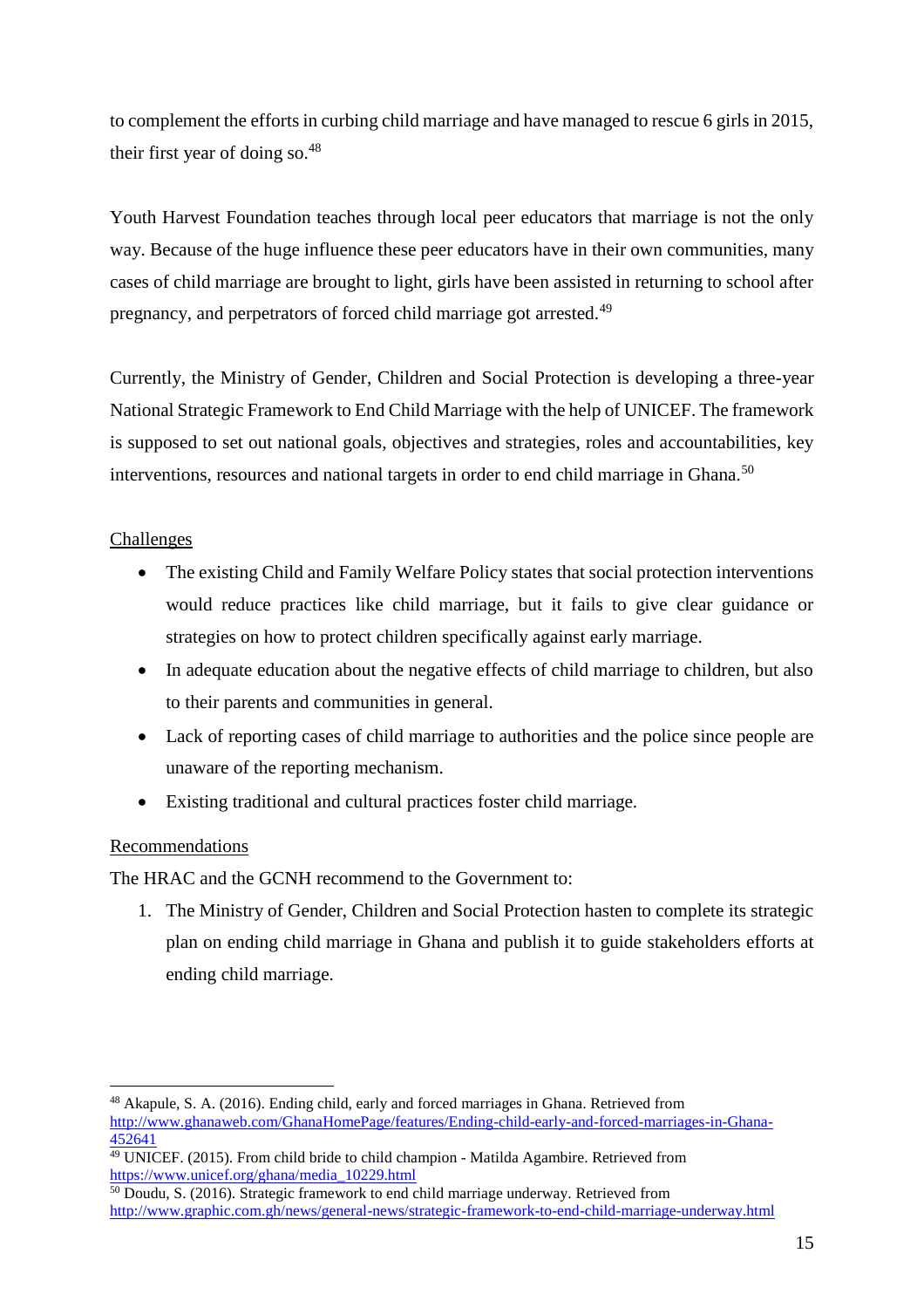to complement the efforts in curbing child marriage and have managed to rescue 6 girls in 2015, their first year of doing so.[48]

Youth Harvest Foundation teaches through local peer educators that marriage is not the only way. Because of the huge influence these peer educators have in their own communities, many cases of child marriage are brought to light, girls have been assisted in returning to school after pregnancy, and perpetrators of forced child marriage got arrested.[49]

Currently, the Ministry of Gender, Children and Social Protection is developing a three-year National Strategic Framework to End Child Marriage with the help of UNICEF. The framework is supposed to set out national goals, objectives and strategies, roles and accountabilities, key interventions, resources and national targets in order to end child marriage in Ghana.[50]

<u>Challenges</u>

- The existing Child and Family Welfare Policy states that social protection interventions would reduce practices like child marriage, but it fails to give clear guidance or strategies on how to protect children specifically against early marriage.
- In adequate education about the negative effects of child marriage to children, but also to their parents and communities in general.
- Lack of reporting cases of child marriage to authorities and the police since people are unaware of the reporting mechanism.
- Existing traditional and cultural practices foster child marriage.

<u>Recommendations</u>

The HRAC and the GCNH recommend to the Government to:

1. The Ministry of Gender, Children and Social Protection hasten to complete its strategic plan on ending child marriage in Ghana and publish it to guide stakeholders efforts at ending child marriage.

---

[48] Akapule, S. A. (2016). Ending child, early and forced marriages in Ghana. Retrieved from http://www.ghanaweb.com/GhanaHomePage/features/Ending-child-early-and-forced-marriages-in-Ghana-452641

[49] UNICEF. (2015). From child bride to child champion - Matilda Agambire. Retrieved from https://www.unicef.org/ghana/media_10229.html

[50] Doudu, S. (2016). Strategic framework to end child marriage underway. Retrieved from http://www.graphic.com.gh/news/general-news/strategic-framework-to-end-child-marriage-underway.html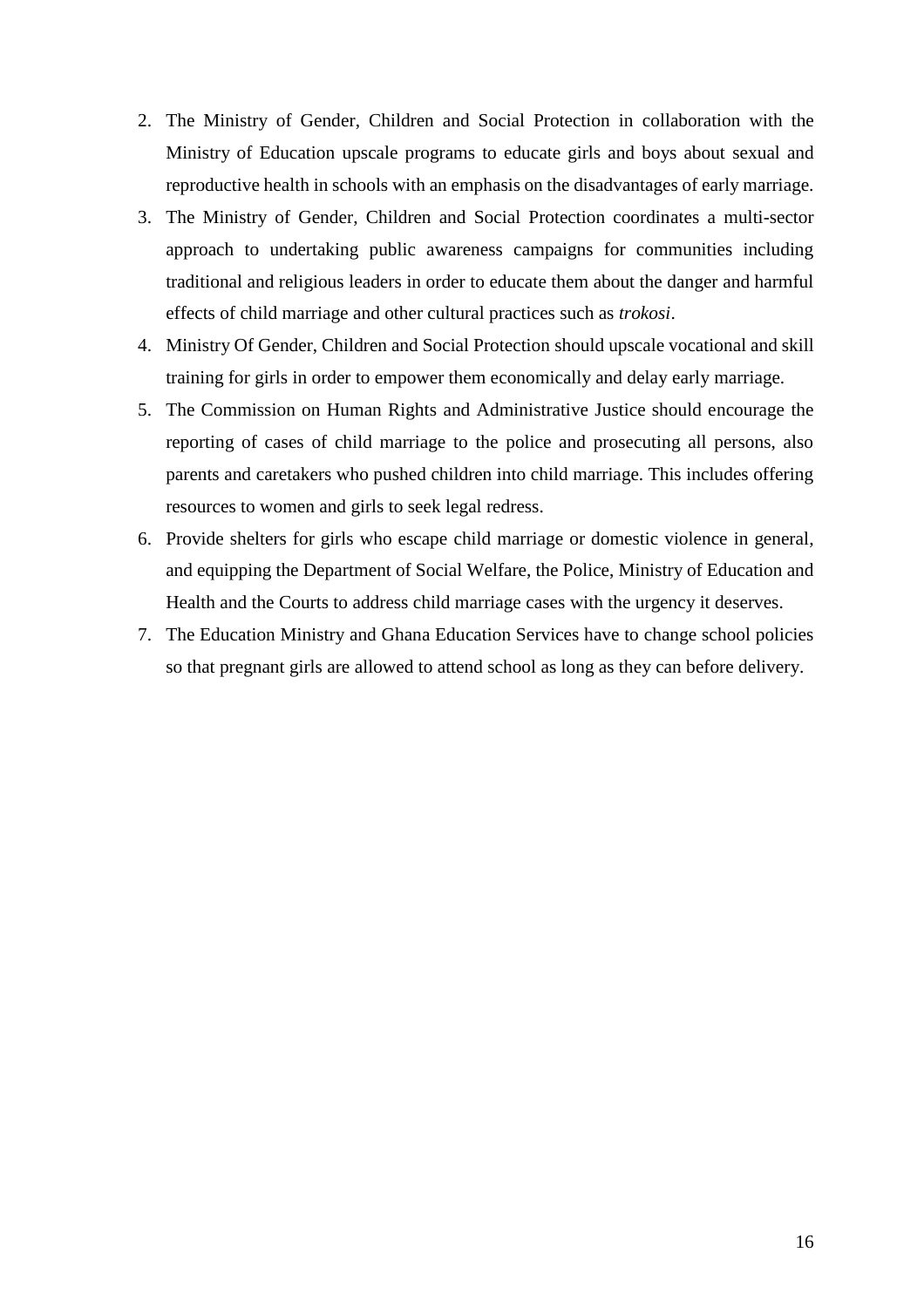2. The Ministry of Gender, Children and Social Protection in collaboration with the Ministry of Education upscale programs to educate girls and boys about sexual and reproductive health in schools with an emphasis on the disadvantages of early marriage.
3. The Ministry of Gender, Children and Social Protection coordinates a multi-sector approach to undertaking public awareness campaigns for communities including traditional and religious leaders in order to educate them about the danger and harmful effects of child marriage and other cultural practices such as *trokosi*.
4. Ministry Of Gender, Children and Social Protection should upscale vocational and skill training for girls in order to empower them economically and delay early marriage.
5. The Commission on Human Rights and Administrative Justice should encourage the reporting of cases of child marriage to the police and prosecuting all persons, also parents and caretakers who pushed children into child marriage. This includes offering resources to women and girls to seek legal redress.
6. Provide shelters for girls who escape child marriage or domestic violence in general, and equipping the Department of Social Welfare, the Police, Ministry of Education and Health and the Courts to address child marriage cases with the urgency it deserves.
7. The Education Ministry and Ghana Education Services have to change school policies so that pregnant girls are allowed to attend school as long as they can before delivery.